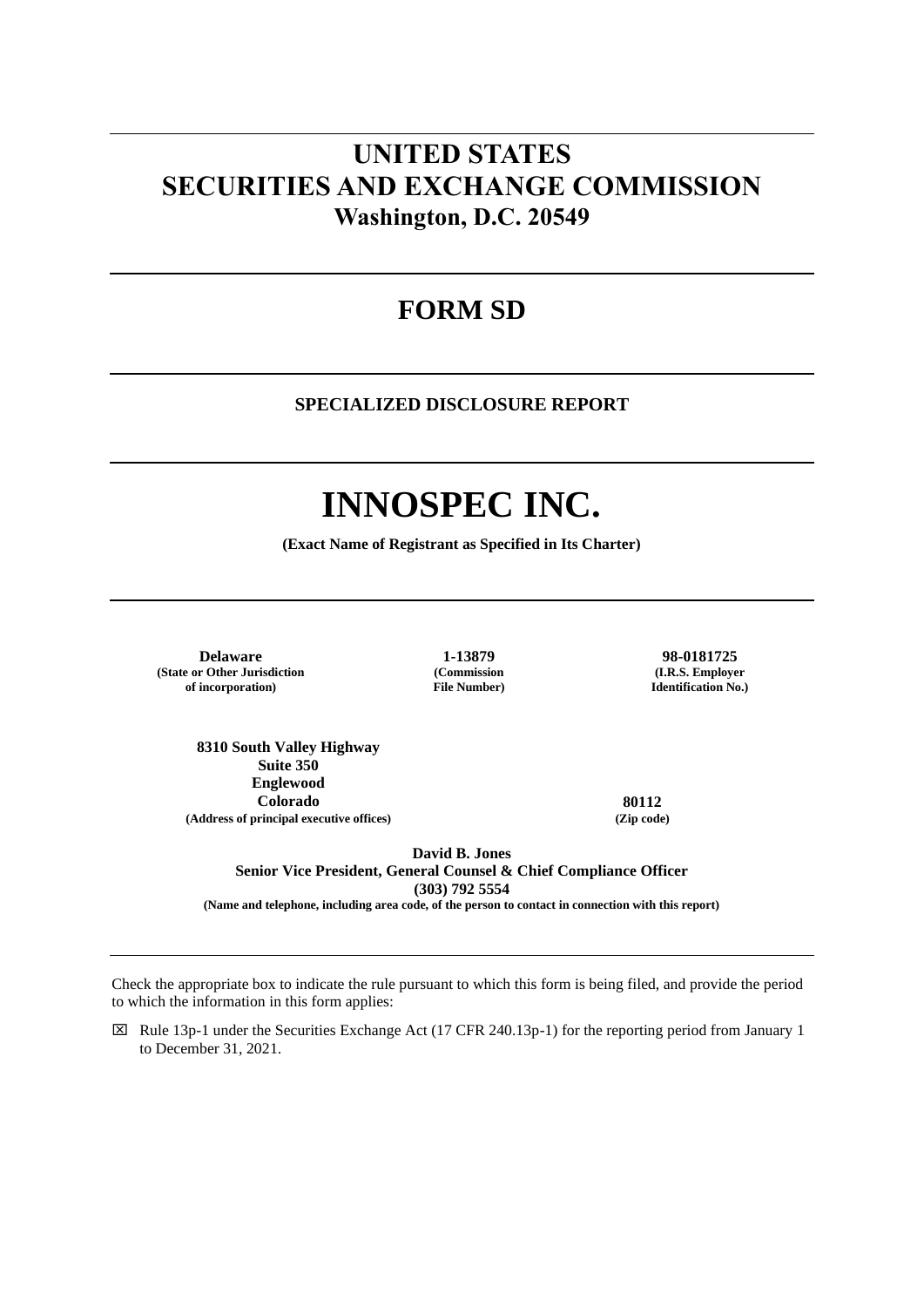# UNITED STATES SECURITIES AND EXCHANGE COMMISSION

**Washington, D.C. 20549**

## FORM SD

**SPECIALIZED DISCLOSURE REPORT**

# INNOSPEC INC.

**(Exact Name of Registrant as Specified in Its Charter)**

| **Delaware** | **1-13879** | **98-0181725** |
|---|---|---|
| **(State or Other Jurisdiction of incorporation)** | **(Commission File Number)** | **(I.R.S. Employer Identification No.)** |

| **8310 South Valley Highway Suite 350 Englewood Colorado** | **80112** |
|---|---|
| **(Address of principal executive offices)** | **(Zip code)** |

**David B. Jones**
**Senior Vice President, General Counsel & Chief Compliance Officer**
**(303) 792 5554**
**(Name and telephone, including area code, of the person to contact in connection with this report)**

Check the appropriate box to indicate the rule pursuant to which this form is being filed, and provide the period to which the information in this form applies:

☒ Rule 13p-1 under the Securities Exchange Act (17 CFR 240.13p-1) for the reporting period from January 1 to December 31, 2021.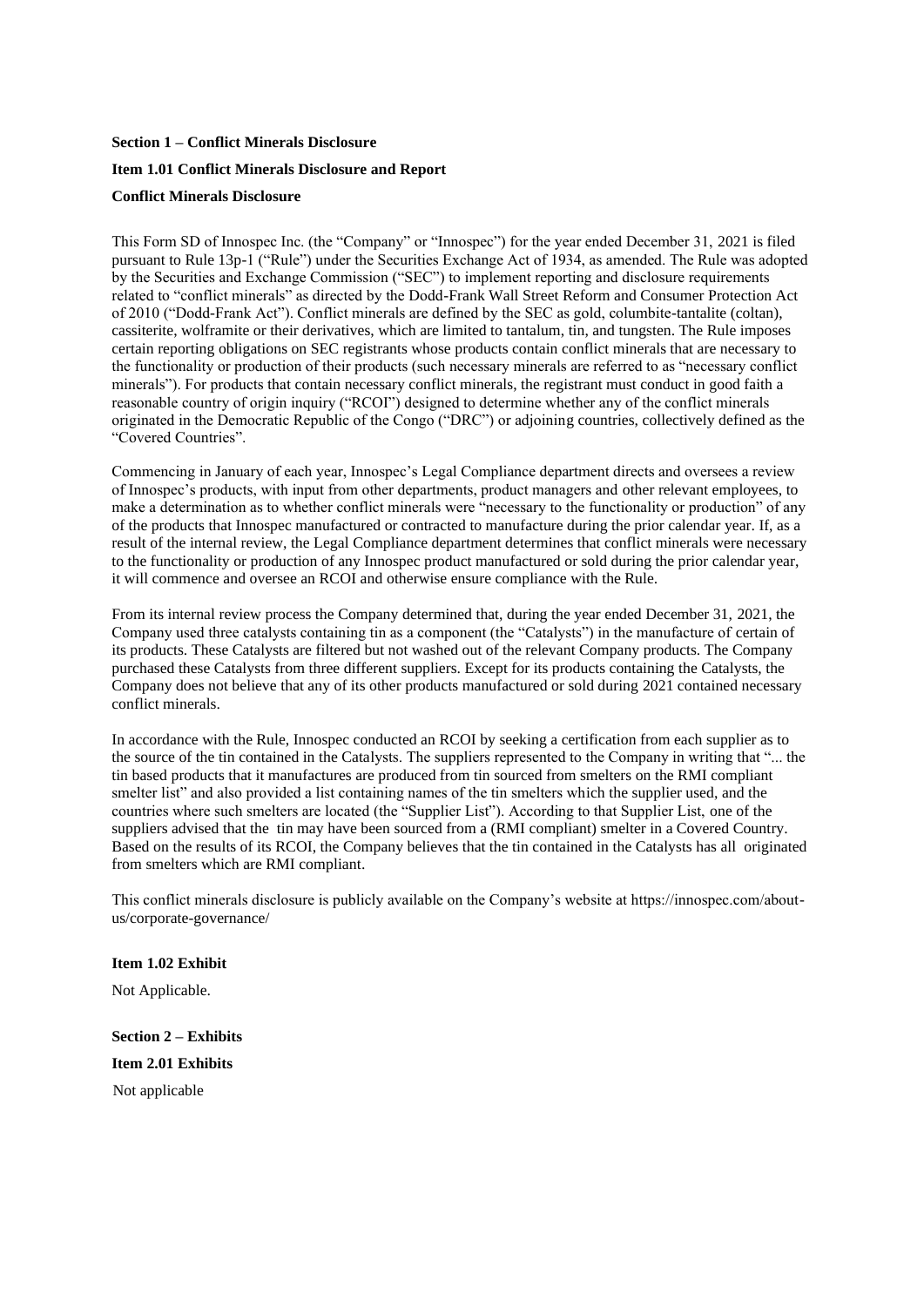**Section 1 – Conflict Minerals Disclosure**

**Item 1.01 Conflict Minerals Disclosure and Report**

**Conflict Minerals Disclosure**

This Form SD of Innospec Inc. (the "Company" or "Innospec") for the year ended December 31, 2021 is filed pursuant to Rule 13p-1 ("Rule") under the Securities Exchange Act of 1934, as amended. The Rule was adopted by the Securities and Exchange Commission ("SEC") to implement reporting and disclosure requirements related to "conflict minerals" as directed by the Dodd-Frank Wall Street Reform and Consumer Protection Act of 2010 ("Dodd-Frank Act"). Conflict minerals are defined by the SEC as gold, columbite-tantalite (coltan), cassiterite, wolframite or their derivatives, which are limited to tantalum, tin, and tungsten. The Rule imposes certain reporting obligations on SEC registrants whose products contain conflict minerals that are necessary to the functionality or production of their products (such necessary minerals are referred to as "necessary conflict minerals"). For products that contain necessary conflict minerals, the registrant must conduct in good faith a reasonable country of origin inquiry ("RCOI") designed to determine whether any of the conflict minerals originated in the Democratic Republic of the Congo ("DRC") or adjoining countries, collectively defined as the "Covered Countries".

Commencing in January of each year, Innospec's Legal Compliance department directs and oversees a review of Innospec's products, with input from other departments, product managers and other relevant employees, to make a determination as to whether conflict minerals were "necessary to the functionality or production" of any of the products that Innospec manufactured or contracted to manufacture during the prior calendar year. If, as a result of the internal review, the Legal Compliance department determines that conflict minerals were necessary to the functionality or production of any Innospec product manufactured or sold during the prior calendar year, it will commence and oversee an RCOI and otherwise ensure compliance with the Rule.

From its internal review process the Company determined that, during the year ended December 31, 2021, the Company used three catalysts containing tin as a component (the "Catalysts") in the manufacture of certain of its products. These Catalysts are filtered but not washed out of the relevant Company products. The Company purchased these Catalysts from three different suppliers. Except for its products containing the Catalysts, the Company does not believe that any of its other products manufactured or sold during 2021 contained necessary conflict minerals.

In accordance with the Rule, Innospec conducted an RCOI by seeking a certification from each supplier as to the source of the tin contained in the Catalysts. The suppliers represented to the Company in writing that "... the tin based products that it manufactures are produced from tin sourced from smelters on the RMI compliant smelter list" and also provided a list containing names of the tin smelters which the supplier used, and the countries where such smelters are located (the "Supplier List"). According to that Supplier List, one of the suppliers advised that the tin may have been sourced from a (RMI compliant) smelter in a Covered Country. Based on the results of its RCOI, the Company believes that the tin contained in the Catalysts has all originated from smelters which are RMI compliant.

This conflict minerals disclosure is publicly available on the Company's website at https://innospec.com/about-us/corporate-governance/

**Item 1.02 Exhibit**

Not Applicable.

**Section 2 – Exhibits**

**Item 2.01 Exhibits**

Not applicable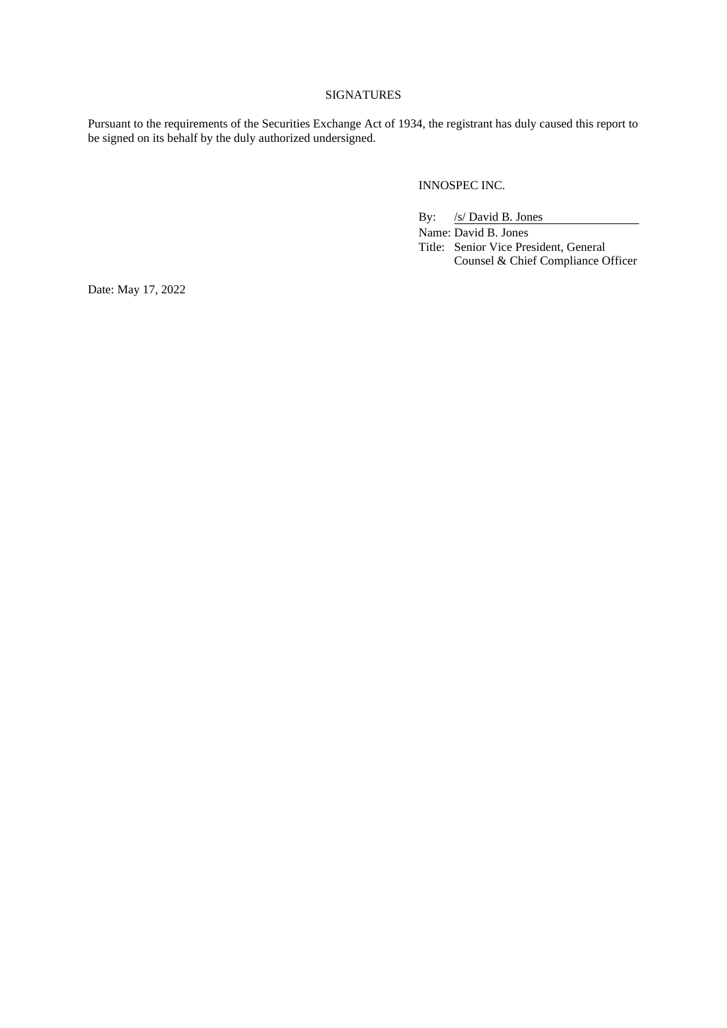SIGNATURES

Pursuant to the requirements of the Securities Exchange Act of 1934, the registrant has duly caused this report to be signed on its behalf by the duly authorized undersigned.

INNOSPEC INC.

By: /s/ David B. Jones

Name: David B. Jones

Title: Senior Vice President, General Counsel & Chief Compliance Officer

Date: May 17, 2022